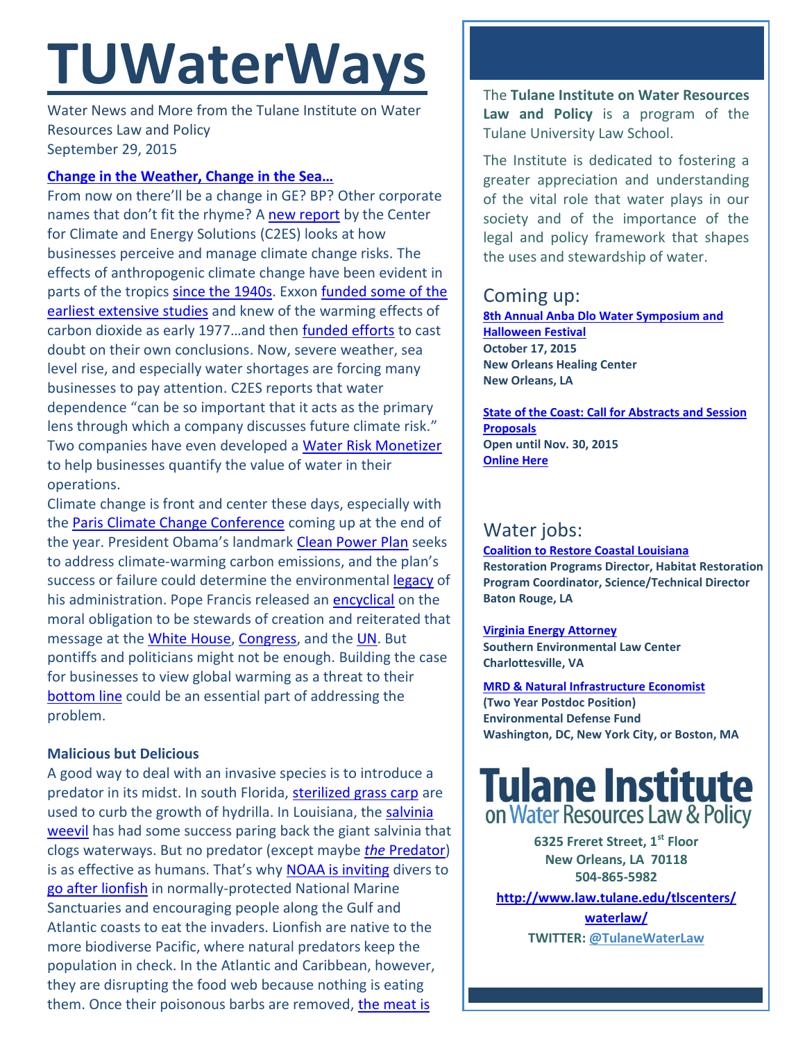# TUWaterWays

Water News and More from the Tulane Institute on Water Resources Law and Policy
September 29, 2015

## Change in the Weather, Change in the Sea…

From now on there'll be a change in GE? BP? Other corporate names that don't fit the rhyme? A new report by the Center for Climate and Energy Solutions (C2ES) looks at how businesses perceive and manage climate change risks. The effects of anthropogenic climate change have been evident in parts of the tropics since the 1940s. Exxon funded some of the earliest extensive studies and knew of the warming effects of carbon dioxide as early 1977…and then funded efforts to cast doubt on their own conclusions. Now, severe weather, sea level rise, and especially water shortages are forcing many businesses to pay attention. C2ES reports that water dependence "can be so important that it acts as the primary lens through which a company discusses future climate risk." Two companies have even developed a Water Risk Monetizer to help businesses quantify the value of water in their operations.

Climate change is front and center these days, especially with the Paris Climate Change Conference coming up at the end of the year. President Obama's landmark Clean Power Plan seeks to address climate-warming carbon emissions, and the plan's success or failure could determine the environmental legacy of his administration. Pope Francis released an encyclical on the moral obligation to be stewards of creation and reiterated that message at the White House, Congress, and the UN. But pontiffs and politicians might not be enough. Building the case for businesses to view global warming as a threat to their bottom line could be an essential part of addressing the problem.

### Malicious but Delicious

A good way to deal with an invasive species is to introduce a predator in its midst. In south Florida, sterilized grass carp are used to curb the growth of hydrilla. In Louisiana, the salvinia weevil has had some success paring back the giant salvinia that clogs waterways. But no predator (except maybe *the* Predator) is as effective as humans. That's why NOAA is inviting divers to go after lionfish in normally-protected National Marine Sanctuaries and encouraging people along the Gulf and Atlantic coasts to eat the invaders. Lionfish are native to the more biodiverse Pacific, where natural predators keep the population in check. In the Atlantic and Caribbean, however, they are disrupting the food web because nothing is eating them. Once their poisonous barbs are removed, the meat is

---

The **Tulane Institute on Water Resources Law and Policy** is a program of the Tulane University Law School.

The Institute is dedicated to fostering a greater appreciation and understanding of the vital role that water plays in our society and of the importance of the legal and policy framework that shapes the uses and stewardship of water.

## Coming up:

**8th Annual Anba Dlo Water Symposium and Halloween Festival**
**October 17, 2015**
**New Orleans Healing Center**
**New Orleans, LA**

**State of the Coast: Call for Abstracts and Session Proposals**
**Open until Nov. 30, 2015**
**Online Here**

## Water jobs:

**Coalition to Restore Coastal Louisiana**
**Restoration Programs Director, Habitat Restoration Program Coordinator, Science/Technical Director**
**Baton Rouge, LA**

**Virginia Energy Attorney**
**Southern Environmental Law Center**
**Charlottesville, VA**

**MRD & Natural Infrastructure Economist**
**(Two Year Postdoc Position)**
**Environmental Defense Fund**
**Washington, DC, New York City, or Boston, MA**

**Tulane Institute on Water Resources Law & Policy**

**6325 Freret Street, 1st Floor**
**New Orleans, LA 70118**
**504-865-5982**

**http://www.law.tulane.edu/tlscenters/waterlaw/**

**TWITTER: @TulaneWaterLaw**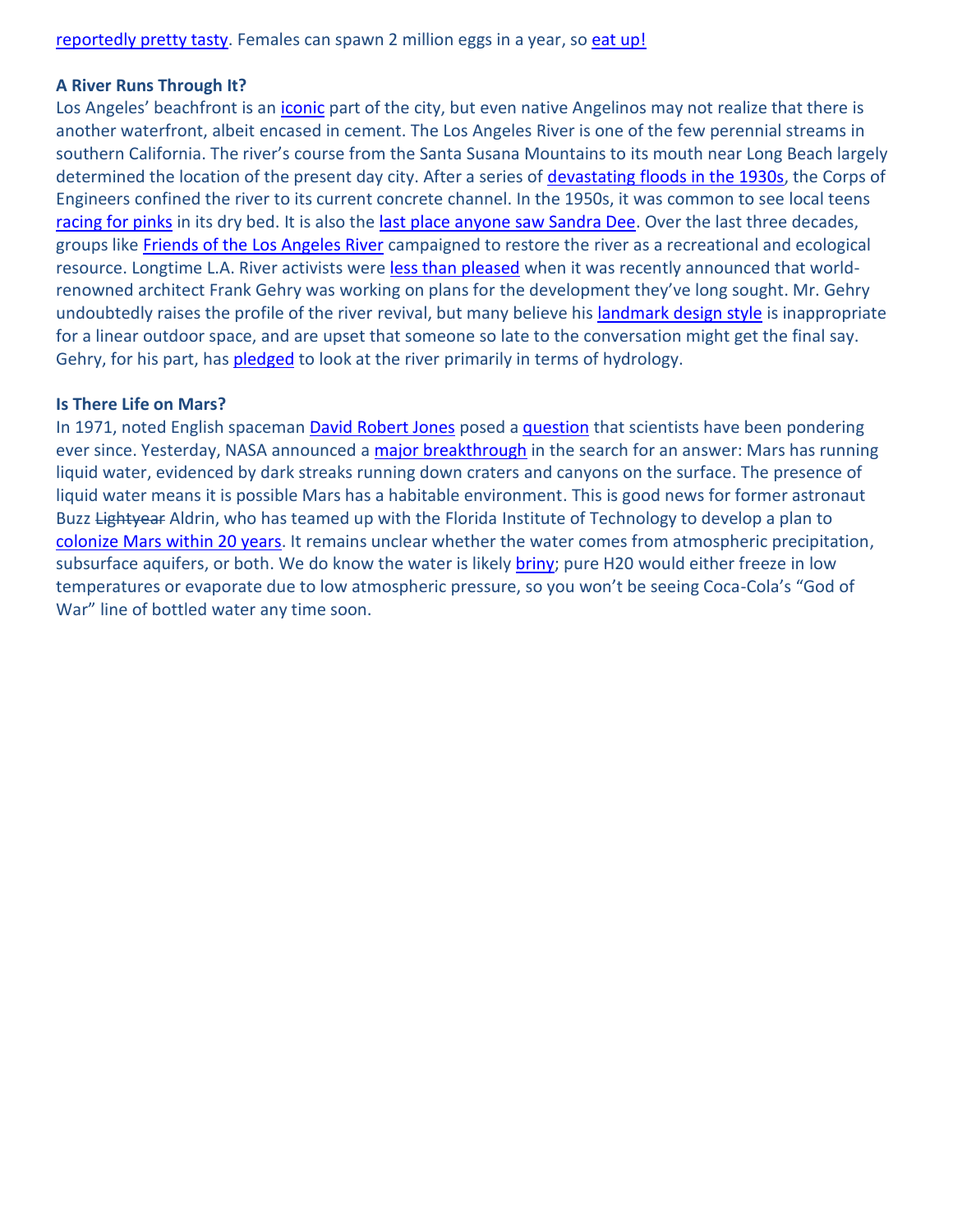reportedly pretty tasty. Females can spawn 2 million eggs in a year, so eat up!

**A River Runs Through It?**

Los Angeles' beachfront is an iconic part of the city, but even native Angelinos may not realize that there is another waterfront, albeit encased in cement. The Los Angeles River is one of the few perennial streams in southern California. The river's course from the Santa Susana Mountains to its mouth near Long Beach largely determined the location of the present day city. After a series of devastating floods in the 1930s, the Corps of Engineers confined the river to its current concrete channel. In the 1950s, it was common to see local teens racing for pinks in its dry bed. It is also the last place anyone saw Sandra Dee. Over the last three decades, groups like Friends of the Los Angeles River campaigned to restore the river as a recreational and ecological resource. Longtime L.A. River activists were less than pleased when it was recently announced that world-renowned architect Frank Gehry was working on plans for the development they've long sought. Mr. Gehry undoubtedly raises the profile of the river revival, but many believe his landmark design style is inappropriate for a linear outdoor space, and are upset that someone so late to the conversation might get the final say. Gehry, for his part, has pledged to look at the river primarily in terms of hydrology.

**Is There Life on Mars?**

In 1971, noted English spaceman David Robert Jones posed a question that scientists have been pondering ever since. Yesterday, NASA announced a major breakthrough in the search for an answer: Mars has running liquid water, evidenced by dark streaks running down craters and canyons on the surface. The presence of liquid water means it is possible Mars has a habitable environment. This is good news for former astronaut Buzz ~~Lightyear~~ Aldrin, who has teamed up with the Florida Institute of Technology to develop a plan to colonize Mars within 20 years. It remains unclear whether the water comes from atmospheric precipitation, subsurface aquifers, or both. We do know the water is likely briny; pure H20 would either freeze in low temperatures or evaporate due to low atmospheric pressure, so you won't be seeing Coca-Cola's "God of War" line of bottled water any time soon.